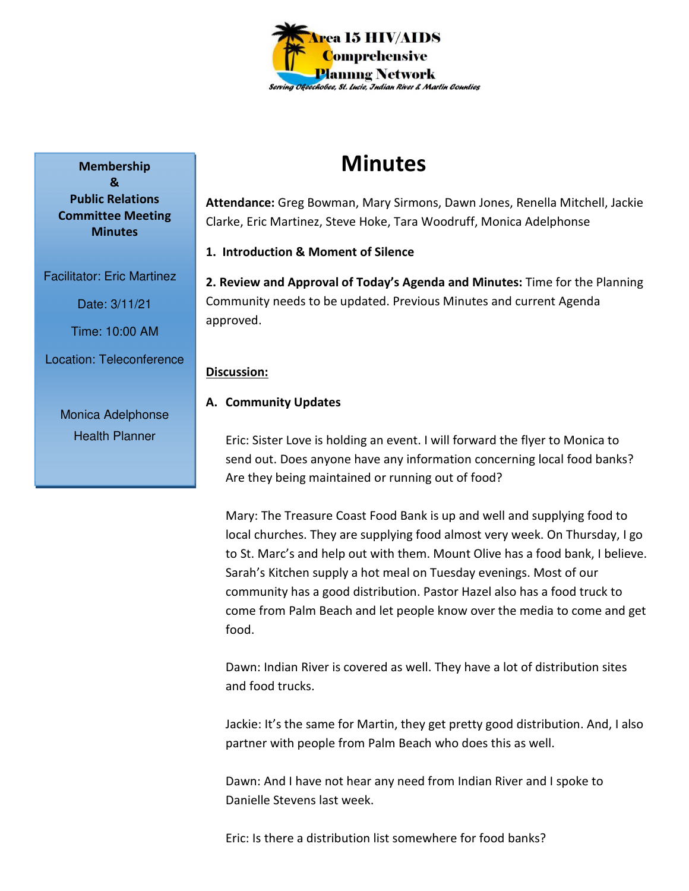Area 15 HIV/AIDS Comprehensive Planning Network

*Serving Okeechobee, St. Lucie, Indian River & Martin Counties*

**Membership & Public Relations Committee Meeting Minutes**

Facilitator: Eric Martinez

Date: 3/11/21

Time: 10:00 AM

Location: Teleconference

Monica Adelphonse
Health Planner

# Minutes

**Attendance:** Greg Bowman, Mary Sirmons, Dawn Jones, Renella Mitchell, Jackie Clarke, Eric Martinez, Steve Hoke, Tara Woodruff, Monica Adelphonse

**1. Introduction & Moment of Silence**

**2. Review and Approval of Today's Agenda and Minutes:** Time for the Planning Community needs to be updated. Previous Minutes and current Agenda approved.

**Discussion:**

**A. Community Updates**

Eric: Sister Love is holding an event. I will forward the flyer to Monica to send out. Does anyone have any information concerning local food banks? Are they being maintained or running out of food?

Mary: The Treasure Coast Food Bank is up and well and supplying food to local churches. They are supplying food almost very week. On Thursday, I go to St. Marc's and help out with them. Mount Olive has a food bank, I believe. Sarah's Kitchen supply a hot meal on Tuesday evenings. Most of our community has a good distribution. Pastor Hazel also has a food truck to come from Palm Beach and let people know over the media to come and get food.

Dawn: Indian River is covered as well. They have a lot of distribution sites and food trucks.

Jackie: It's the same for Martin, they get pretty good distribution. And, I also partner with people from Palm Beach who does this as well.

Dawn: And I have not hear any need from Indian River and I spoke to Danielle Stevens last week.

Eric: Is there a distribution list somewhere for food banks?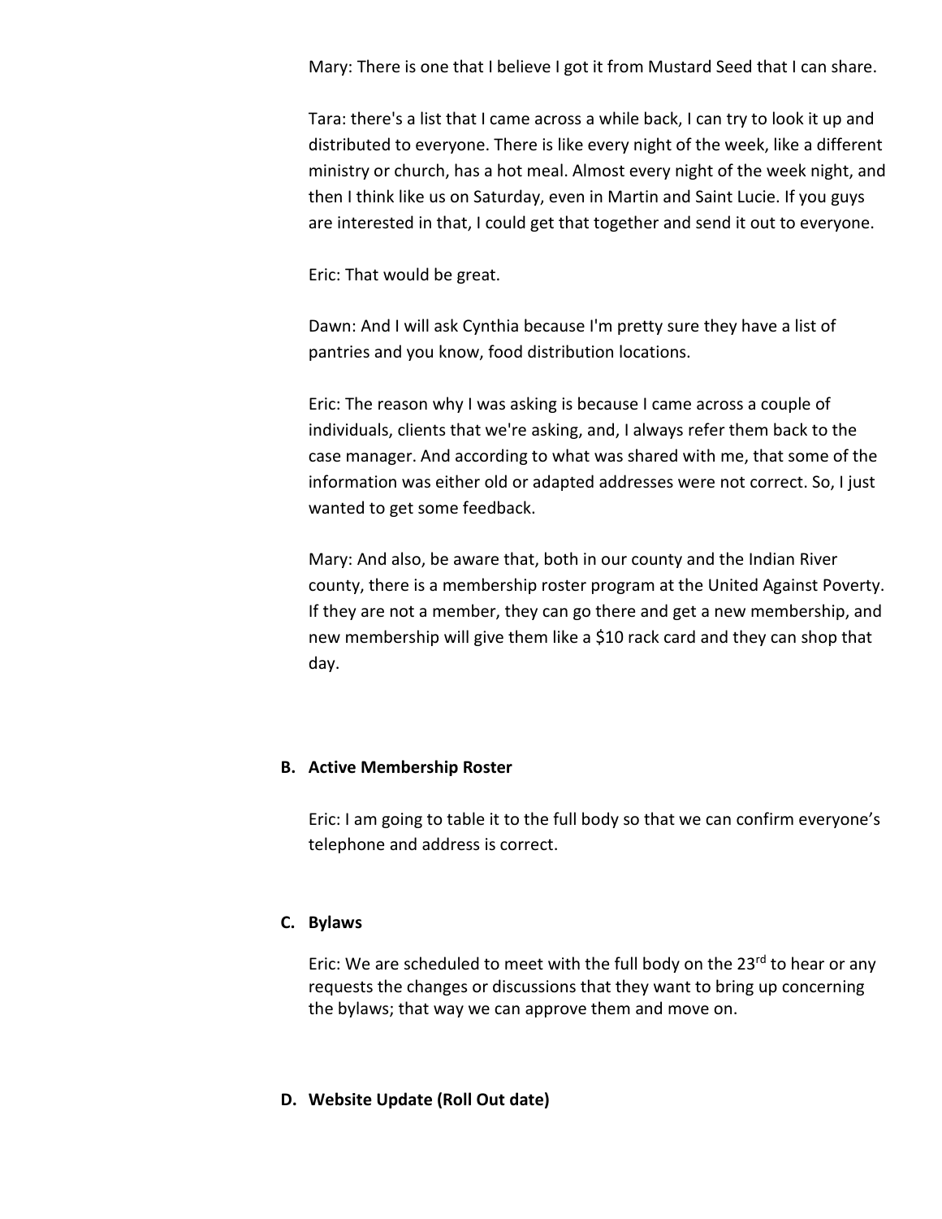Mary: There is one that I believe I got it from Mustard Seed that I can share.

Tara: there's a list that I came across a while back, I can try to look it up and distributed to everyone. There is like every night of the week, like a different ministry or church, has a hot meal. Almost every night of the week night, and then I think like us on Saturday, even in Martin and Saint Lucie. If you guys are interested in that, I could get that together and send it out to everyone.

Eric: That would be great.

Dawn: And I will ask Cynthia because I'm pretty sure they have a list of pantries and you know, food distribution locations.

Eric: The reason why I was asking is because I came across a couple of individuals, clients that we're asking, and, I always refer them back to the case manager. And according to what was shared with me, that some of the information was either old or adapted addresses were not correct. So, I just wanted to get some feedback.

Mary: And also, be aware that, both in our county and the Indian River county, there is a membership roster program at the United Against Poverty. If they are not a member, they can go there and get a new membership, and new membership will give them like a $10 rack card and they can shop that day.

**B. Active Membership Roster**

Eric: I am going to table it to the full body so that we can confirm everyone's telephone and address is correct.

**C. Bylaws**

Eric: We are scheduled to meet with the full body on the 23rd to hear or any requests the changes or discussions that they want to bring up concerning the bylaws; that way we can approve them and move on.

**D. Website Update (Roll Out date)**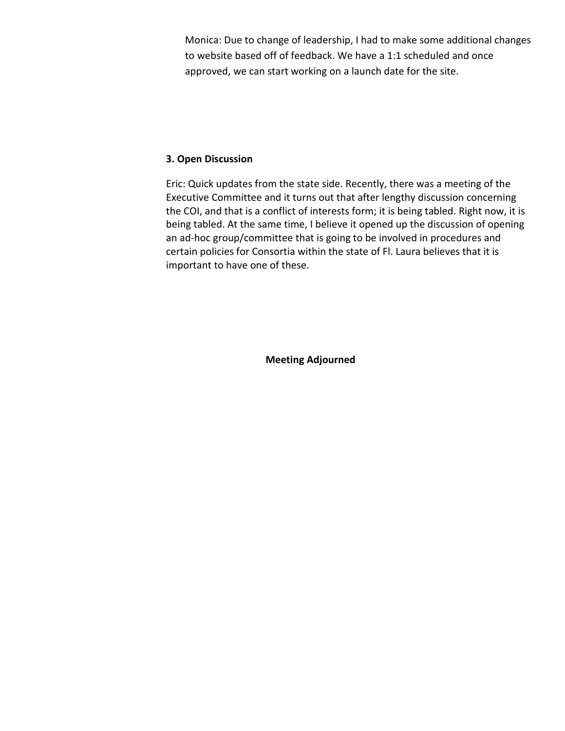Monica: Due to change of leadership, I had to make some additional changes to website based off of feedback. We have a 1:1 scheduled and once approved, we can start working on a launch date for the site.

**3. Open Discussion**

Eric: Quick updates from the state side. Recently, there was a meeting of the Executive Committee and it turns out that after lengthy discussion concerning the COI, and that is a conflict of interests form; it is being tabled. Right now, it is being tabled. At the same time, I believe it opened up the discussion of opening an ad-hoc group/committee that is going to be involved in procedures and certain policies for Consortia within the state of Fl. Laura believes that it is important to have one of these.

**Meeting Adjourned**